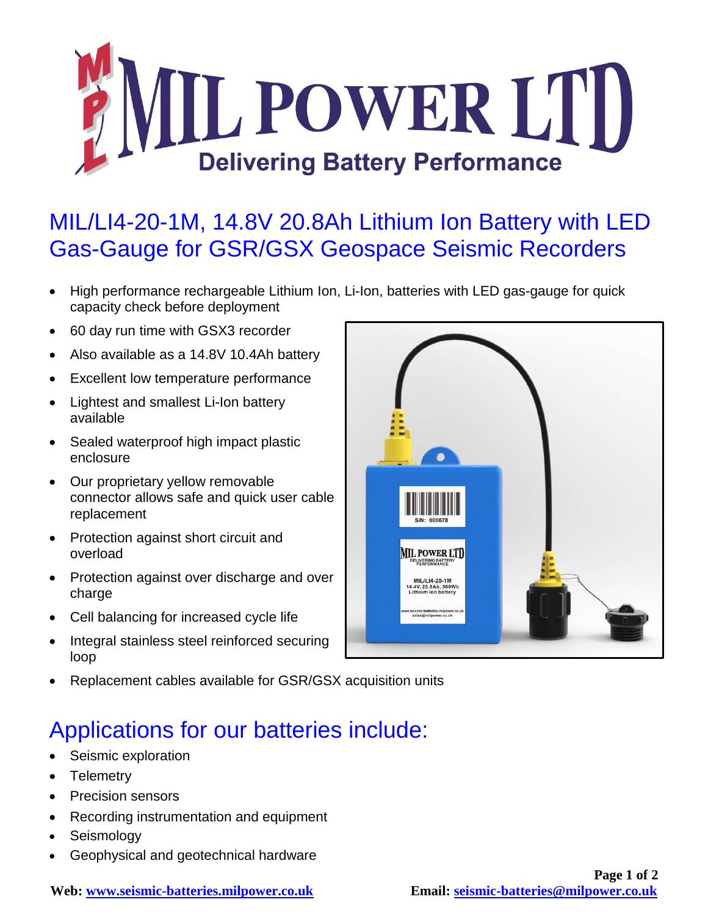# MIL POWER LTD

Delivering Battery Performance

## MIL/LI4-20-1M, 14.8V 20.8Ah Lithium Ion Battery with LED Gas-Gauge for GSR/GSX Geospace Seismic Recorders

- High performance rechargeable Lithium Ion, Li-Ion, batteries with LED gas-gauge for quick capacity check before deployment
- 60 day run time with GSX3 recorder
- Also available as a 14.8V 10.4Ah battery
- Excellent low temperature performance
- Lightest and smallest Li-Ion battery available
- Sealed waterproof high impact plastic enclosure
- Our proprietary yellow removable connector allows safe and quick user cable replacement
- Protection against short circuit and overload
- Protection against over discharge and over charge
- Cell balancing for increased cycle life
- Integral stainless steel reinforced securing loop
- Replacement cables available for GSR/GSX acquisition units

## Applications for our batteries include:

- Seismic exploration
- Telemetry
- Precision sensors
- Recording instrumentation and equipment
- Seismology
- Geophysical and geotechnical hardware

**Web: www.seismic-batteries.milpower.co.uk** **Email: seismic-batteries@milpower.co.uk**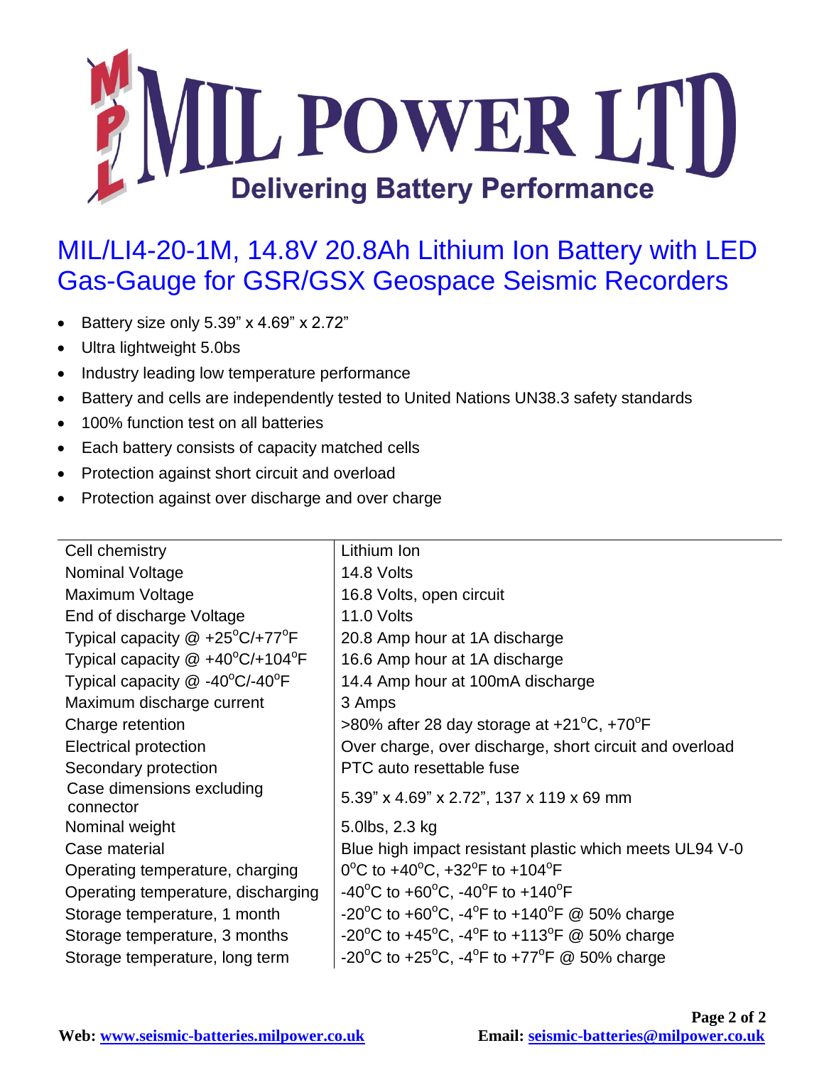# MIL POWER LTD

**Delivering Battery Performance**

## MIL/LI4-20-1M, 14.8V 20.8Ah Lithium Ion Battery with LED Gas-Gauge for GSR/GSX Geospace Seismic Recorders

- Battery size only 5.39" x 4.69" x 2.72"
- Ultra lightweight 5.0bs
- Industry leading low temperature performance
- Battery and cells are independently tested to United Nations UN38.3 safety standards
- 100% function test on all batteries
- Each battery consists of capacity matched cells
- Protection against short circuit and overload
- Protection against over discharge and over charge

| | |
|---|---|
| Cell chemistry | Lithium Ion |
| Nominal Voltage | 14.8 Volts |
| Maximum Voltage | 16.8 Volts, open circuit |
| End of discharge Voltage | 11.0 Volts |
| Typical capacity @ +25°C/+77°F | 20.8 Amp hour at 1A discharge |
| Typical capacity @ +40°C/+104°F | 16.6 Amp hour at 1A discharge |
| Typical capacity @ -40°C/-40°F | 14.4 Amp hour at 100mA discharge |
| Maximum discharge current | 3 Amps |
| Charge retention | >80% after 28 day storage at +21°C, +70°F |
| Electrical protection | Over charge, over discharge, short circuit and overload |
| Secondary protection | PTC auto resettable fuse |
| Case dimensions excluding connector | 5.39" x 4.69" x 2.72", 137 x 119 x 69 mm |
| Nominal weight | 5.0lbs, 2.3 kg |
| Case material | Blue high impact resistant plastic which meets UL94 V-0 |
| Operating temperature, charging | 0°C to +40°C, +32°F to +104°F |
| Operating temperature, discharging | -40°C to +60°C, -40°F to +140°F |
| Storage temperature, 1 month | -20°C to +60°C, -4°F to +140°F @ 50% charge |
| Storage temperature, 3 months | -20°C to +45°C, -4°F to +113°F @ 50% charge |
| Storage temperature, long term | -20°C to +25°C, -4°F to +77°F @ 50% charge |

**Web:** www.seismic-batteries.milpower.co.uk **Email:** seismic-batteries@milpower.co.uk